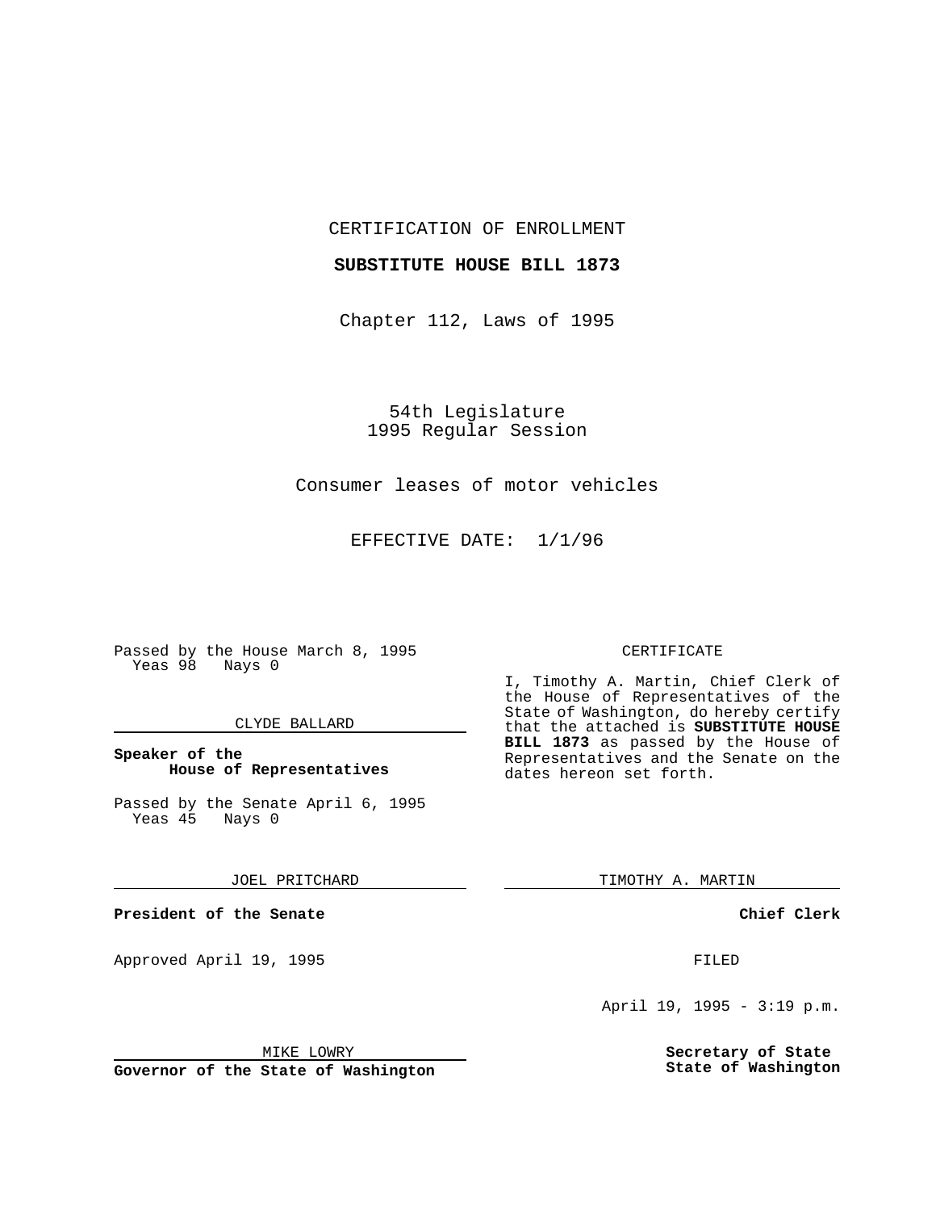CERTIFICATION OF ENROLLMENT

**SUBSTITUTE HOUSE BILL 1873**

Chapter 112, Laws of 1995

54th Legislature
1995 Regular Session

Consumer leases of motor vehicles

EFFECTIVE DATE: 1/1/96

Passed by the House March 8, 1995
Yeas 98 Nays 0

CLYDE BALLARD

**Speaker of the House of Representatives**

Passed by the Senate April 6, 1995
Yeas 45 Nays 0

JOEL PRITCHARD

**President of the Senate**

Approved April 19, 1995

MIKE LOWRY

**Governor of the State of Washington**

CERTIFICATE

I, Timothy A. Martin, Chief Clerk of the House of Representatives of the State of Washington, do hereby certify that the attached is **SUBSTITUTE HOUSE BILL 1873** as passed by the House of Representatives and the Senate on the dates hereon set forth.

TIMOTHY A. MARTIN

**Chief Clerk**

FILED

April 19, 1995 - 3:19 p.m.

**Secretary of State**
**State of Washington**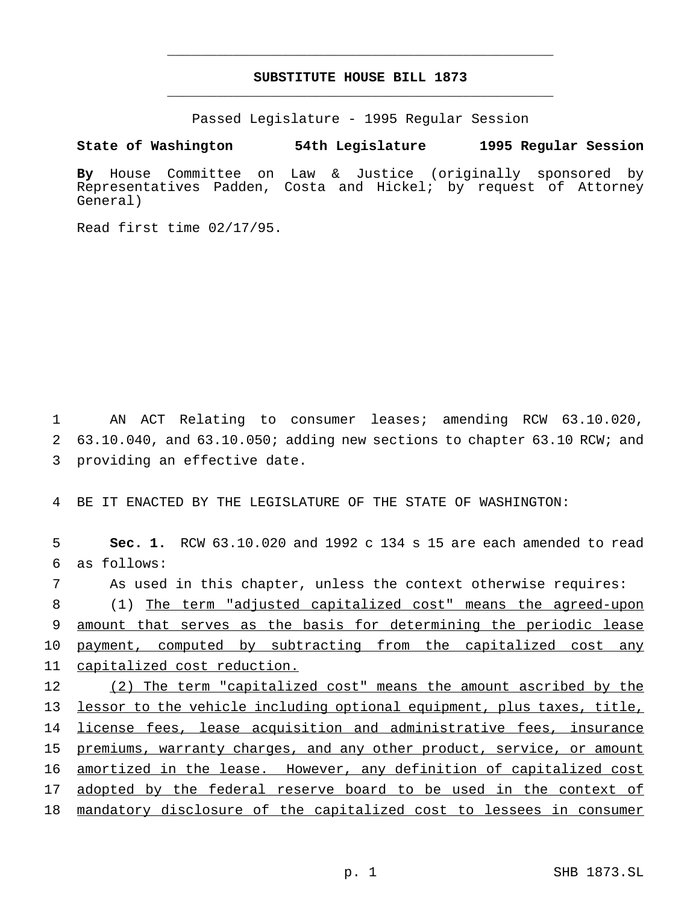# SUBSTITUTE HOUSE BILL 1873

Passed Legislature - 1995 Regular Session

**State of Washington 54th Legislature 1995 Regular Session**

**By** House Committee on Law & Justice (originally sponsored by Representatives Padden, Costa and Hickel; by request of Attorney General)

Read first time 02/17/95.

AN ACT Relating to consumer leases; amending RCW 63.10.020, 63.10.040, and 63.10.050; adding new sections to chapter 63.10 RCW; and providing an effective date.

BE IT ENACTED BY THE LEGISLATURE OF THE STATE OF WASHINGTON:

**Sec. 1.** RCW 63.10.020 and 1992 c 134 s 15 are each amended to read as follows:

As used in this chapter, unless the context otherwise requires:

(1) The term "adjusted capitalized cost" means the agreed-upon amount that serves as the basis for determining the periodic lease payment, computed by subtracting from the capitalized cost any capitalized cost reduction.

(2) The term "capitalized cost" means the amount ascribed by the lessor to the vehicle including optional equipment, plus taxes, title, license fees, lease acquisition and administrative fees, insurance premiums, warranty charges, and any other product, service, or amount amortized in the lease. However, any definition of capitalized cost adopted by the federal reserve board to be used in the context of mandatory disclosure of the capitalized cost to lessees in consumer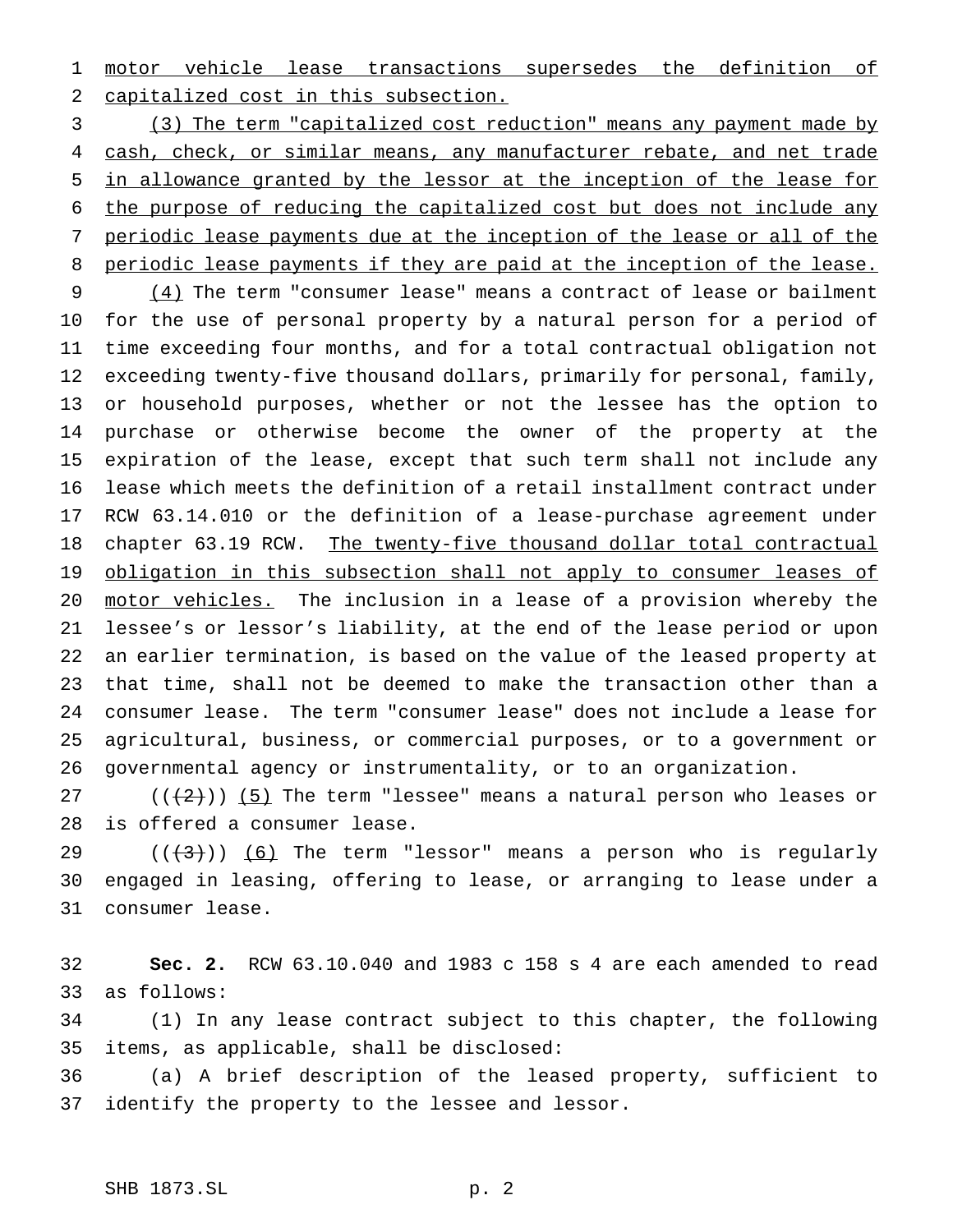motor vehicle lease transactions supersedes the definition of capitalized cost in this subsection.

(3) The term "capitalized cost reduction" means any payment made by cash, check, or similar means, any manufacturer rebate, and net trade in allowance granted by the lessor at the inception of the lease for the purpose of reducing the capitalized cost but does not include any periodic lease payments due at the inception of the lease or all of the periodic lease payments if they are paid at the inception of the lease.

(4) The term "consumer lease" means a contract of lease or bailment for the use of personal property by a natural person for a period of time exceeding four months, and for a total contractual obligation not exceeding twenty-five thousand dollars, primarily for personal, family, or household purposes, whether or not the lessee has the option to purchase or otherwise become the owner of the property at the expiration of the lease, except that such term shall not include any lease which meets the definition of a retail installment contract under RCW 63.14.010 or the definition of a lease-purchase agreement under chapter 63.19 RCW. The twenty-five thousand dollar total contractual obligation in this subsection shall not apply to consumer leases of motor vehicles. The inclusion in a lease of a provision whereby the lessee's or lessor's liability, at the end of the lease period or upon an earlier termination, is based on the value of the leased property at that time, shall not be deemed to make the transaction other than a consumer lease. The term "consumer lease" does not include a lease for agricultural, business, or commercial purposes, or to a government or governmental agency or instrumentality, or to an organization.

~~((2))~~ (5) The term "lessee" means a natural person who leases or is offered a consumer lease.

~~((3))~~ (6) The term "lessor" means a person who is regularly engaged in leasing, offering to lease, or arranging to lease under a consumer lease.

**Sec. 2.** RCW 63.10.040 and 1983 c 158 s 4 are each amended to read as follows:

(1) In any lease contract subject to this chapter, the following items, as applicable, shall be disclosed:

(a) A brief description of the leased property, sufficient to identify the property to the lessee and lessor.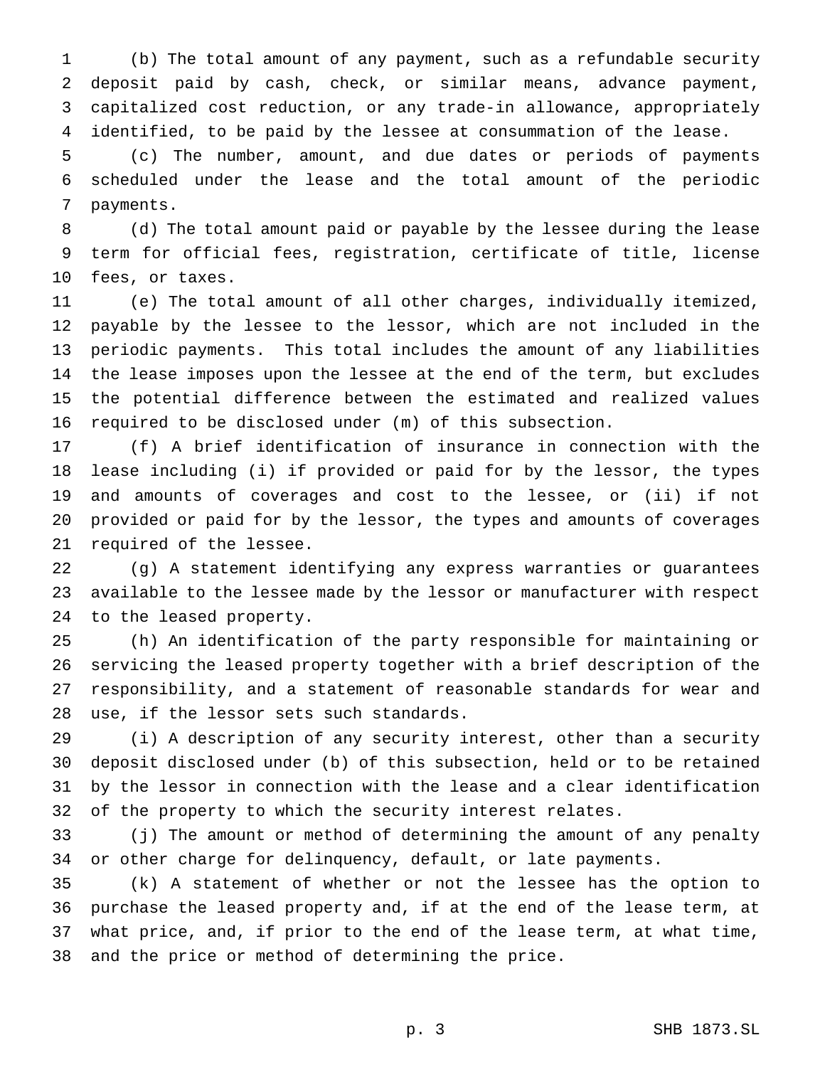(b) The total amount of any payment, such as a refundable security deposit paid by cash, check, or similar means, advance payment, capitalized cost reduction, or any trade-in allowance, appropriately identified, to be paid by the lessee at consummation of the lease.

(c) The number, amount, and due dates or periods of payments scheduled under the lease and the total amount of the periodic payments.

(d) The total amount paid or payable by the lessee during the lease term for official fees, registration, certificate of title, license fees, or taxes.

(e) The total amount of all other charges, individually itemized, payable by the lessee to the lessor, which are not included in the periodic payments. This total includes the amount of any liabilities the lease imposes upon the lessee at the end of the term, but excludes the potential difference between the estimated and realized values required to be disclosed under (m) of this subsection.

(f) A brief identification of insurance in connection with the lease including (i) if provided or paid for by the lessor, the types and amounts of coverages and cost to the lessee, or (ii) if not provided or paid for by the lessor, the types and amounts of coverages required of the lessee.

(g) A statement identifying any express warranties or guarantees available to the lessee made by the lessor or manufacturer with respect to the leased property.

(h) An identification of the party responsible for maintaining or servicing the leased property together with a brief description of the responsibility, and a statement of reasonable standards for wear and use, if the lessor sets such standards.

(i) A description of any security interest, other than a security deposit disclosed under (b) of this subsection, held or to be retained by the lessor in connection with the lease and a clear identification of the property to which the security interest relates.

(j) The amount or method of determining the amount of any penalty or other charge for delinquency, default, or late payments.

(k) A statement of whether or not the lessee has the option to purchase the leased property and, if at the end of the lease term, at what price, and, if prior to the end of the lease term, at what time, and the price or method of determining the price.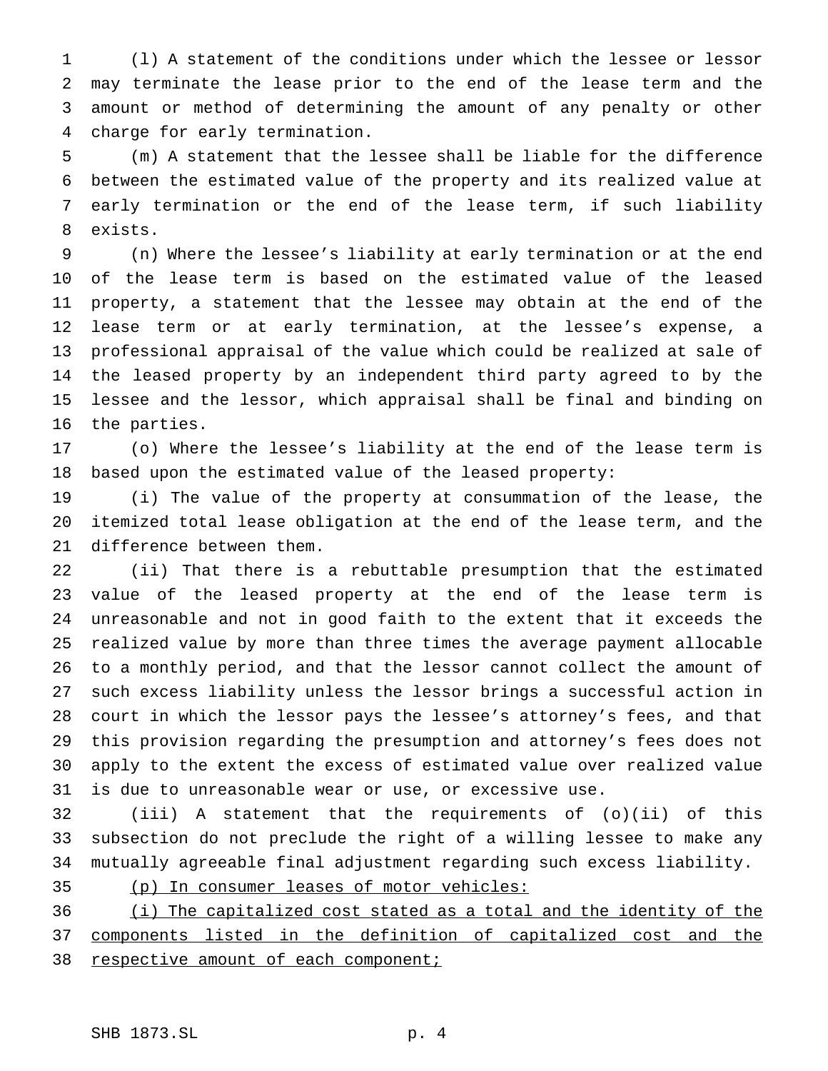(l) A statement of the conditions under which the lessee or lessor may terminate the lease prior to the end of the lease term and the amount or method of determining the amount of any penalty or other charge for early termination.

(m) A statement that the lessee shall be liable for the difference between the estimated value of the property and its realized value at early termination or the end of the lease term, if such liability exists.

(n) Where the lessee's liability at early termination or at the end of the lease term is based on the estimated value of the leased property, a statement that the lessee may obtain at the end of the lease term or at early termination, at the lessee's expense, a professional appraisal of the value which could be realized at sale of the leased property by an independent third party agreed to by the lessee and the lessor, which appraisal shall be final and binding on the parties.

(o) Where the lessee's liability at the end of the lease term is based upon the estimated value of the leased property:

(i) The value of the property at consummation of the lease, the itemized total lease obligation at the end of the lease term, and the difference between them.

(ii) That there is a rebuttable presumption that the estimated value of the leased property at the end of the lease term is unreasonable and not in good faith to the extent that it exceeds the realized value by more than three times the average payment allocable to a monthly period, and that the lessor cannot collect the amount of such excess liability unless the lessor brings a successful action in court in which the lessor pays the lessee's attorney's fees, and that this provision regarding the presumption and attorney's fees does not apply to the extent the excess of estimated value over realized value is due to unreasonable wear or use, or excessive use.

(iii) A statement that the requirements of (o)(ii) of this subsection do not preclude the right of a willing lessee to make any mutually agreeable final adjustment regarding such excess liability.

<u>(p) In consumer leases of motor vehicles:</u>

<u>(i) The capitalized cost stated as a total and the identity of the components listed in the definition of capitalized cost and the respective amount of each component;</u>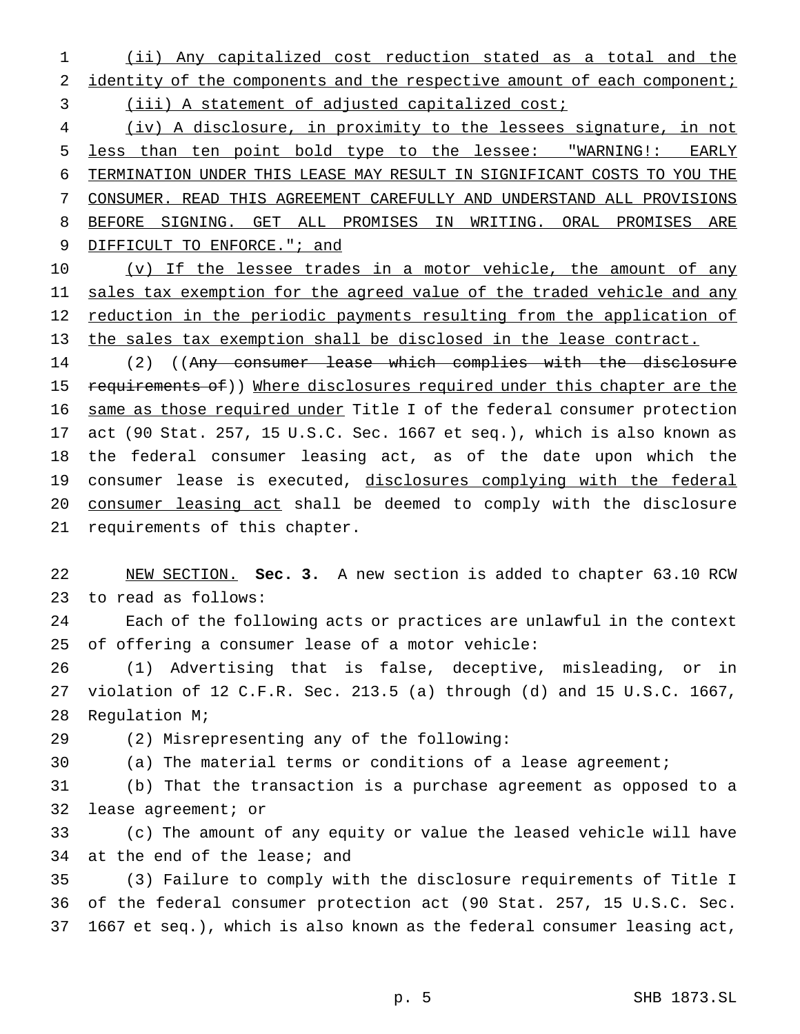(ii) Any capitalized cost reduction stated as a total and the identity of the components and the respective amount of each component;

(iii) A statement of adjusted capitalized cost;

(iv) A disclosure, in proximity to the lessees signature, in not less than ten point bold type to the lessee: "WARNING!: EARLY TERMINATION UNDER THIS LEASE MAY RESULT IN SIGNIFICANT COSTS TO YOU THE CONSUMER. READ THIS AGREEMENT CAREFULLY AND UNDERSTAND ALL PROVISIONS BEFORE SIGNING. GET ALL PROMISES IN WRITING. ORAL PROMISES ARE DIFFICULT TO ENFORCE."; and

(v) If the lessee trades in a motor vehicle, the amount of any sales tax exemption for the agreed value of the traded vehicle and any reduction in the periodic payments resulting from the application of the sales tax exemption shall be disclosed in the lease contract.

(2) ((~~Any consumer lease which complies with the disclosure requirements of~~)) Where disclosures required under this chapter are the same as those required under Title I of the federal consumer protection act (90 Stat. 257, 15 U.S.C. Sec. 1667 et seq.), which is also known as the federal consumer leasing act, as of the date upon which the consumer lease is executed, disclosures complying with the federal consumer leasing act shall be deemed to comply with the disclosure requirements of this chapter.

NEW SECTION. **Sec. 3.** A new section is added to chapter 63.10 RCW to read as follows:

Each of the following acts or practices are unlawful in the context of offering a consumer lease of a motor vehicle:

(1) Advertising that is false, deceptive, misleading, or in violation of 12 C.F.R. Sec. 213.5 (a) through (d) and 15 U.S.C. 1667, Regulation M;

(2) Misrepresenting any of the following:

(a) The material terms or conditions of a lease agreement;

(b) That the transaction is a purchase agreement as opposed to a lease agreement; or

(c) The amount of any equity or value the leased vehicle will have at the end of the lease; and

(3) Failure to comply with the disclosure requirements of Title I of the federal consumer protection act (90 Stat. 257, 15 U.S.C. Sec. 1667 et seq.), which is also known as the federal consumer leasing act,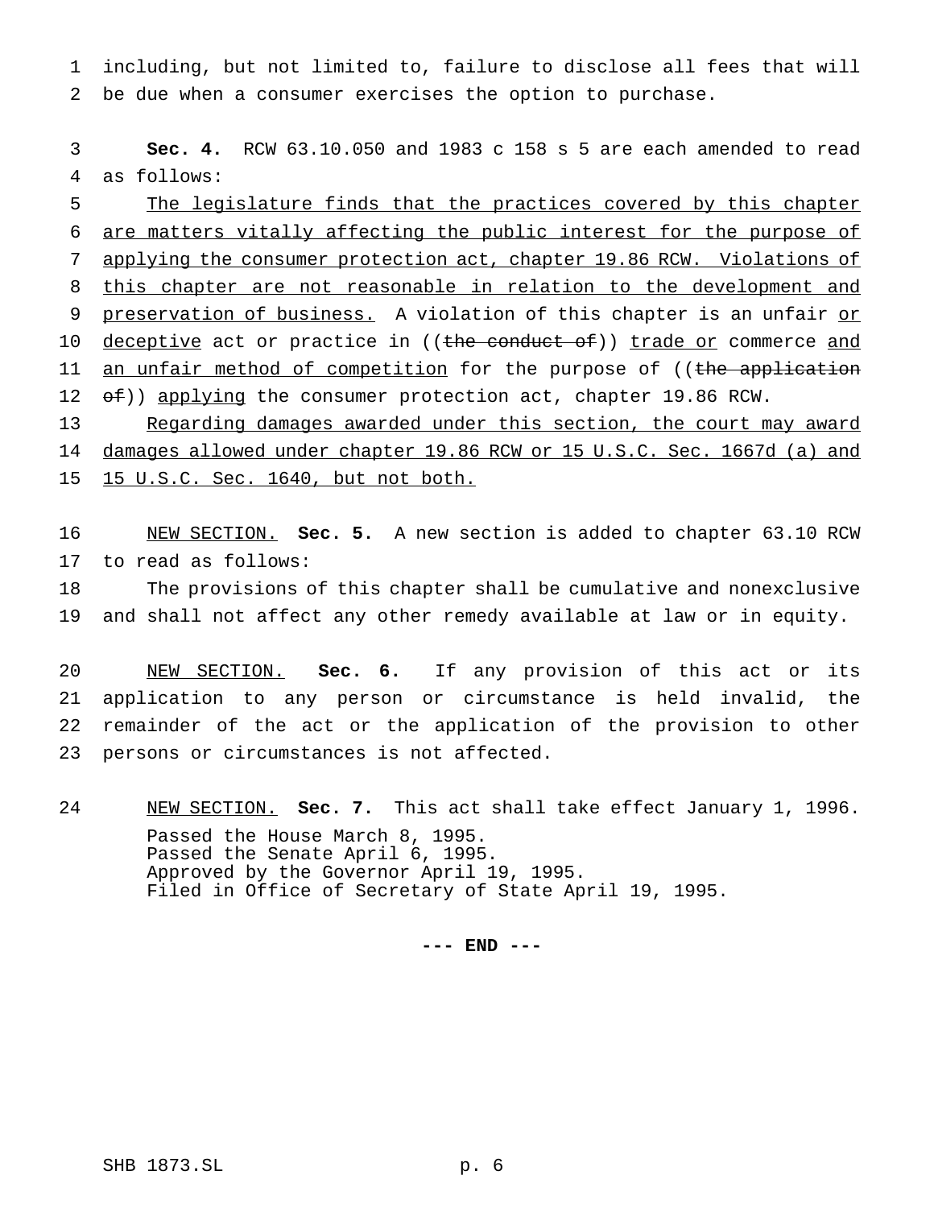including, but not limited to, failure to disclose all fees that will be due when a consumer exercises the option to purchase.

**Sec. 4.** RCW 63.10.050 and 1983 c 158 s 5 are each amended to read as follows:

The legislature finds that the practices covered by this chapter are matters vitally affecting the public interest for the purpose of applying the consumer protection act, chapter 19.86 RCW. Violations of this chapter are not reasonable in relation to the development and preservation of business. A violation of this chapter is an unfair or deceptive act or practice in ((~~the conduct of~~)) trade or commerce and an unfair method of competition for the purpose of ((~~the application of~~)) applying the consumer protection act, chapter 19.86 RCW.

Regarding damages awarded under this section, the court may award damages allowed under chapter 19.86 RCW or 15 U.S.C. Sec. 1667d (a) and 15 U.S.C. Sec. 1640, but not both.

NEW SECTION. **Sec. 5.** A new section is added to chapter 63.10 RCW to read as follows:

The provisions of this chapter shall be cumulative and nonexclusive and shall not affect any other remedy available at law or in equity.

NEW SECTION. **Sec. 6.** If any provision of this act or its application to any person or circumstance is held invalid, the remainder of the act or the application of the provision to other persons or circumstances is not affected.

NEW SECTION. **Sec. 7.** This act shall take effect January 1, 1996.

Passed the House March 8, 1995.
Passed the Senate April 6, 1995.
Approved by the Governor April 19, 1995.
Filed in Office of Secretary of State April 19, 1995.

**--- END ---**